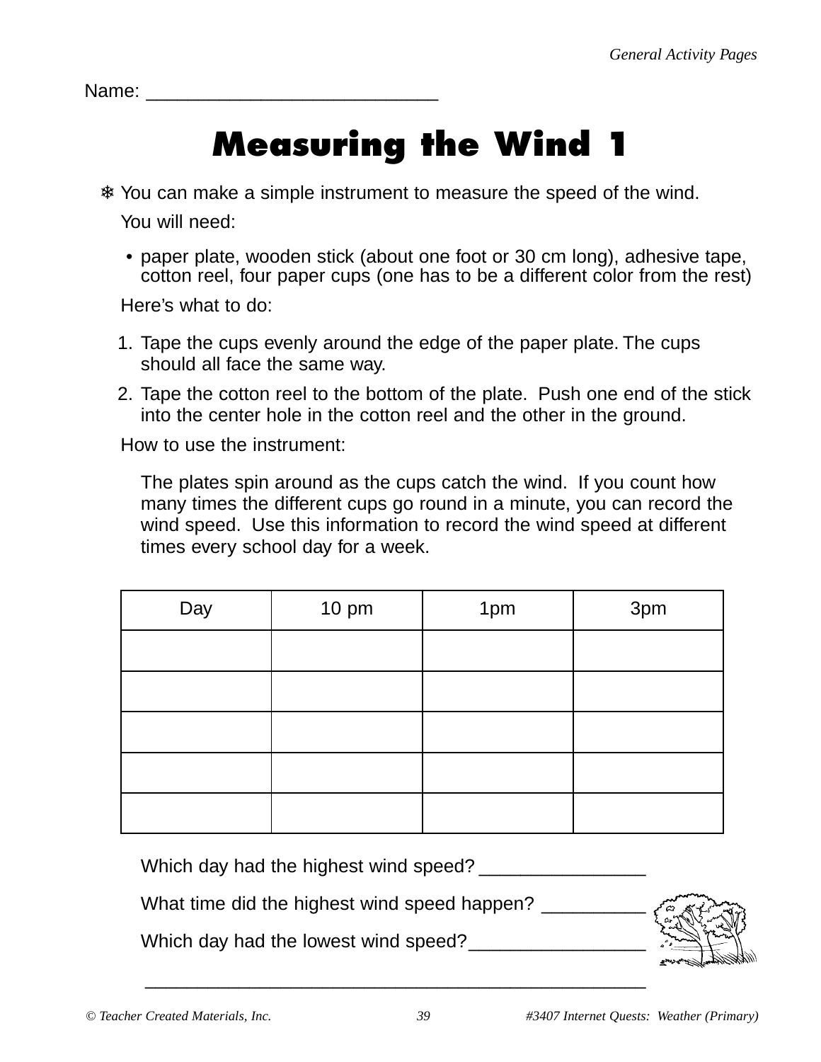Name: ____________________________

# Measuring the Wind 1

❄ You can make a simple instrument to measure the speed of the wind.

You will need:

- paper plate, wooden stick (about one foot or 30 cm long), adhesive tape, cotton reel, four paper cups (one has to be a different color from the rest)

Here's what to do:

1. Tape the cups evenly around the edge of the paper plate. The cups should all face the same way.
2. Tape the cotton reel to the bottom of the plate. Push one end of the stick into the center hole in the cotton reel and the other in the ground.

How to use the instrument:

The plates spin around as the cups catch the wind. If you count how many times the different cups go round in a minute, you can record the wind speed. Use this information to record the wind speed at different times every school day for a week.

| Day | 10 pm | 1pm | 3pm |
|---|---|---|---|
| | | | |
| | | | |
| | | | |
| | | | |
| | | | |

Which day had the highest wind speed? ________________

What time did the highest wind speed happen? __________

Which day had the lowest wind speed?_________________

__________________________________________________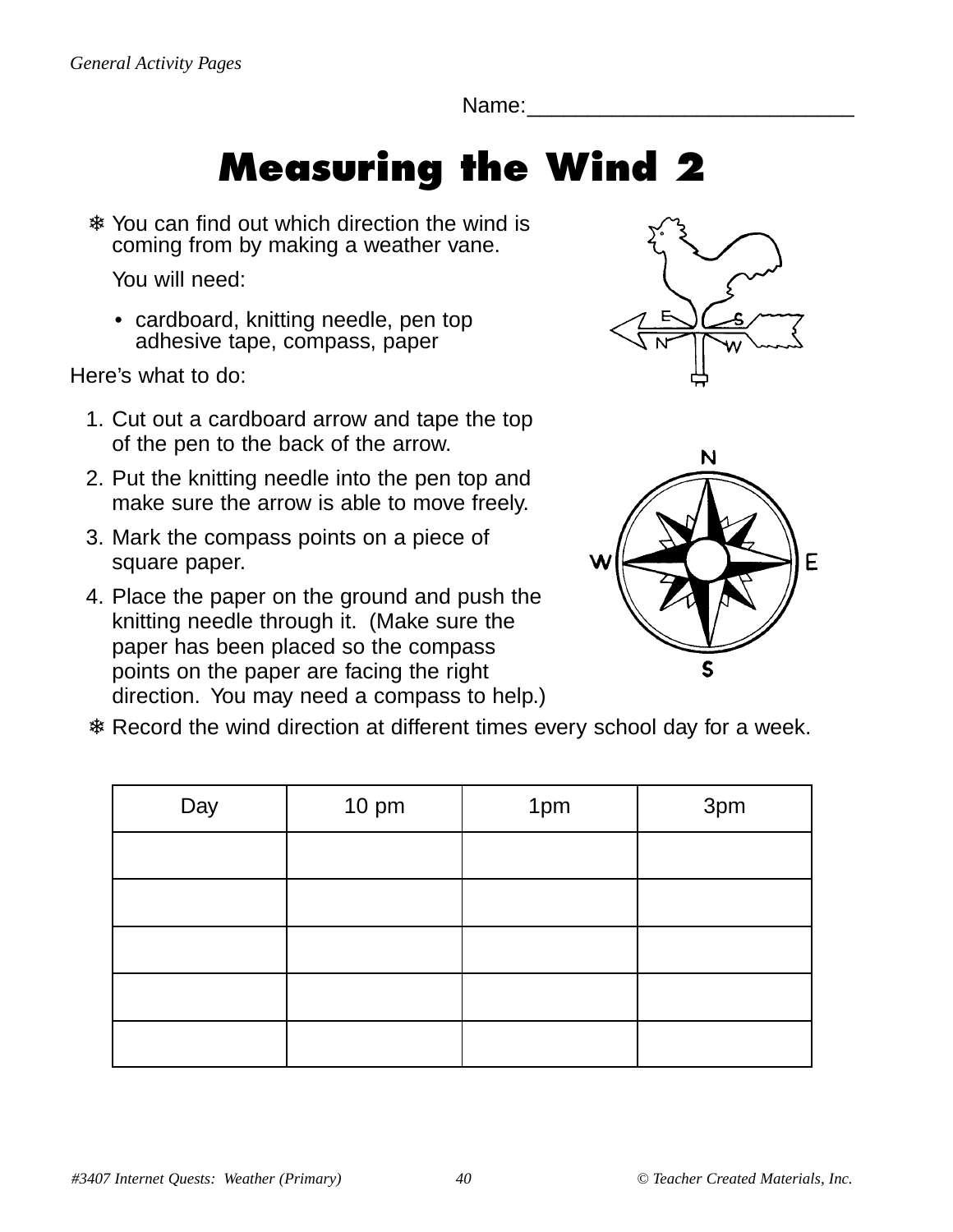Name:___________________________

# Measuring the Wind 2

❄ You can find out which direction the wind is coming from by making a weather vane.

You will need:

- cardboard, knitting needle, pen top adhesive tape, compass, paper

Here's what to do:

1. Cut out a cardboard arrow and tape the top of the pen to the back of the arrow.
2. Put the knitting needle into the pen top and make sure the arrow is able to move freely.
3. Mark the compass points on a piece of square paper.
4. Place the paper on the ground and push the knitting needle through it. (Make sure the paper has been placed so the compass points on the paper are facing the right direction. You may need a compass to help.)

❄ Record the wind direction at different times every school day for a week.

| Day | 10 pm | 1pm | 3pm |
| --- | --- | --- | --- |
| | | | |
| | | | |
| | | | |
| | | | |
| | | | |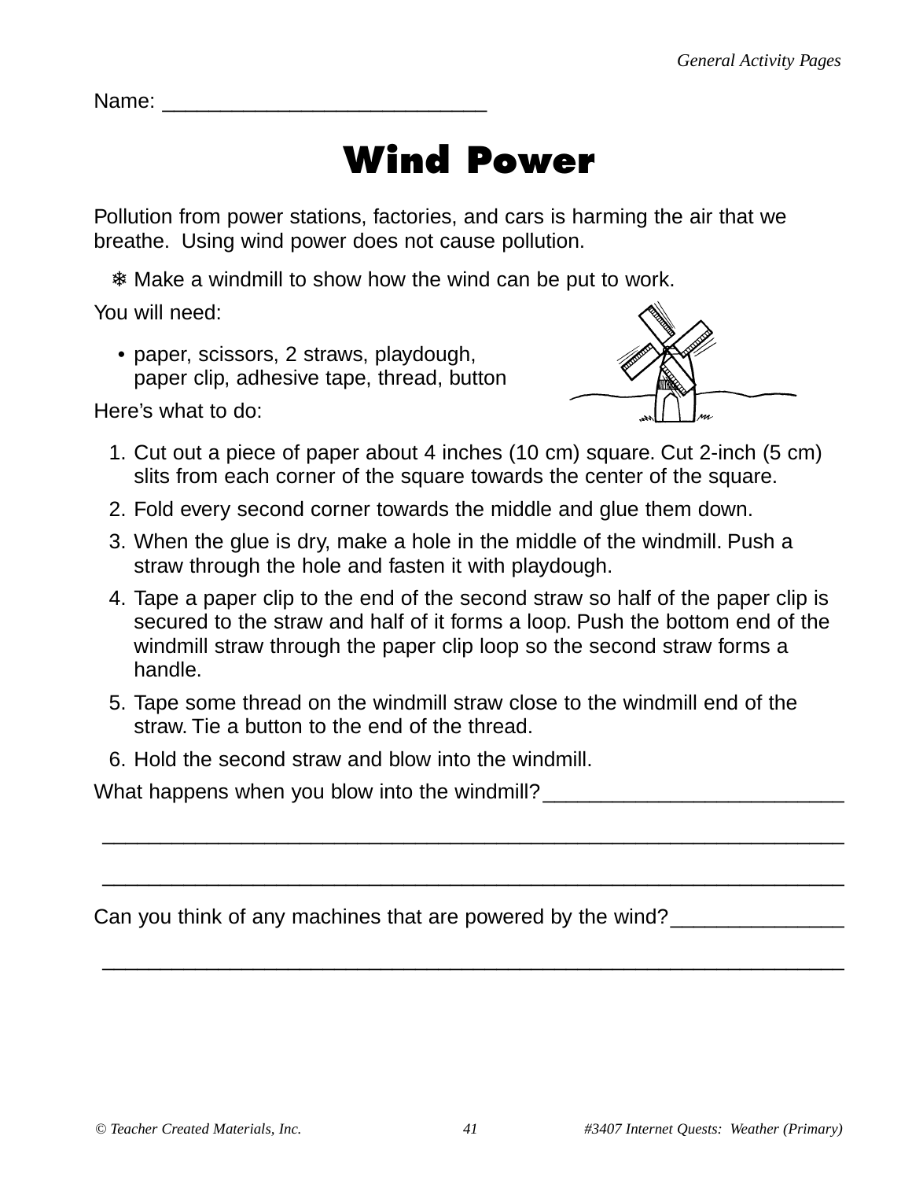Name: ____________________________

# Wind Power

Pollution from power stations, factories, and cars is harming the air that we breathe. Using wind power does not cause pollution.

❄ Make a windmill to show how the wind can be put to work.

You will need:

- paper, scissors, 2 straws, playdough, paper clip, adhesive tape, thread, button

Here's what to do:

1. Cut out a piece of paper about 4 inches (10 cm) square. Cut 2-inch (5 cm) slits from each corner of the square towards the center of the square.
2. Fold every second corner towards the middle and glue them down.
3. When the glue is dry, make a hole in the middle of the windmill. Push a straw through the hole and fasten it with playdough.
4. Tape a paper clip to the end of the second straw so half of the paper clip is secured to the straw and half of it forms a loop. Push the bottom end of the windmill straw through the paper clip loop so the second straw forms a handle.
5. Tape some thread on the windmill straw close to the windmill end of the straw. Tie a button to the end of the thread.
6. Hold the second straw and blow into the windmill.

What happens when you blow into the windmill? __________________________

_________________________________________________________________

_________________________________________________________________

Can you think of any machines that are powered by the wind? _______________

_________________________________________________________________